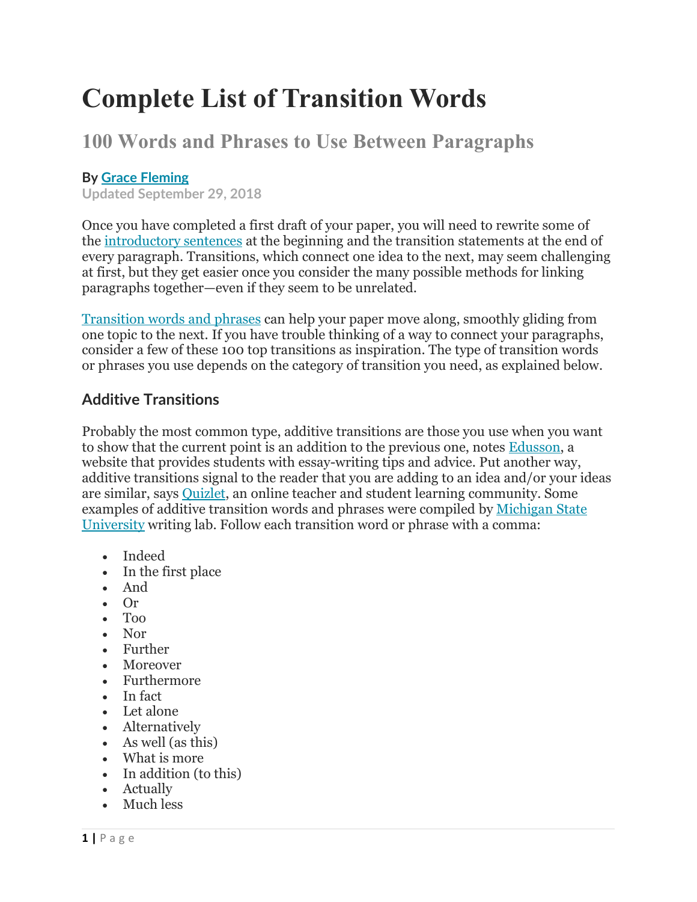# Complete List of Transition Words

## 100 Words and Phrases to Use Between Paragraphs

**By Grace Fleming**
Updated September 29, 2018

Once you have completed a first draft of your paper, you will need to rewrite some of the introductory sentences at the beginning and the transition statements at the end of every paragraph. Transitions, which connect one idea to the next, may seem challenging at first, but they get easier once you consider the many possible methods for linking paragraphs together—even if they seem to be unrelated.

Transition words and phrases can help your paper move along, smoothly gliding from one topic to the next. If you have trouble thinking of a way to connect your paragraphs, consider a few of these 100 top transitions as inspiration. The type of transition words or phrases you use depends on the category of transition you need, as explained below.

### Additive Transitions

Probably the most common type, additive transitions are those you use when you want to show that the current point is an addition to the previous one, notes Edusson, a website that provides students with essay-writing tips and advice. Put another way, additive transitions signal to the reader that you are adding to an idea and/or your ideas are similar, says Quizlet, an online teacher and student learning community. Some examples of additive transition words and phrases were compiled by Michigan State University writing lab. Follow each transition word or phrase with a comma:

- Indeed
- In the first place
- And
- Or
- Too
- Nor
- Further
- Moreover
- Furthermore
- In fact
- Let alone
- Alternatively
- As well (as this)
- What is more
- In addition (to this)
- Actually
- Much less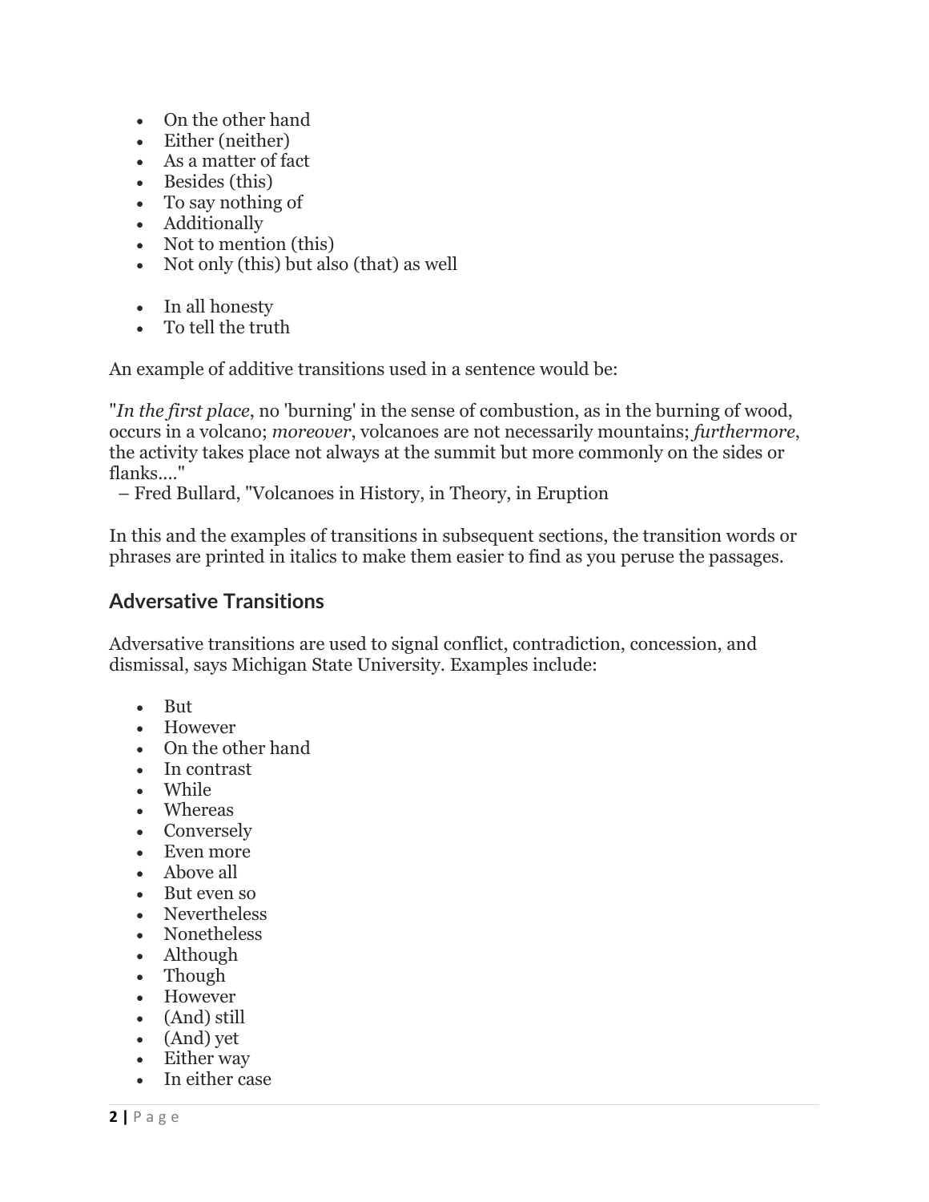- On the other hand
- Either (neither)
- As a matter of fact
- Besides (this)
- To say nothing of
- Additionally
- Not to mention (this)
- Not only (this) but also (that) as well

- In all honesty
- To tell the truth

An example of additive transitions used in a sentence would be:

"*In the first place*, no 'burning' in the sense of combustion, as in the burning of wood, occurs in a volcano; *moreover*, volcanoes are not necessarily mountains; *furthermore*, the activity takes place not always at the summit but more commonly on the sides or flanks...."
– Fred Bullard, "Volcanoes in History, in Theory, in Eruption

In this and the examples of transitions in subsequent sections, the transition words or phrases are printed in italics to make them easier to find as you peruse the passages.

## Adversative Transitions

Adversative transitions are used to signal conflict, contradiction, concession, and dismissal, says Michigan State University. Examples include:

- But
- However
- On the other hand
- In contrast
- While
- Whereas
- Conversely
- Even more
- Above all
- But even so
- Nevertheless
- Nonetheless
- Although
- Though
- However
- (And) still
- (And) yet
- Either way
- In either case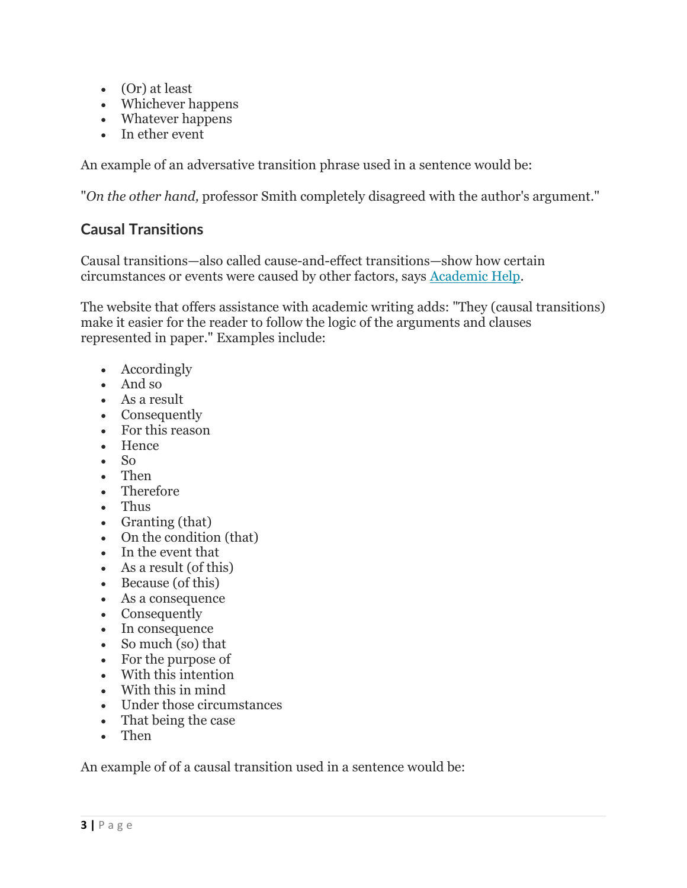- (Or) at least
- Whichever happens
- Whatever happens
- In ether event

An example of an adversative transition phrase used in a sentence would be:

"*On the other hand,* professor Smith completely disagreed with the author's argument."

## Causal Transitions

Causal transitions—also called cause-and-effect transitions—show how certain circumstances or events were caused by other factors, says Academic Help.

The website that offers assistance with academic writing adds: "They (causal transitions) make it easier for the reader to follow the logic of the arguments and clauses represented in paper." Examples include:

- Accordingly
- And so
- As a result
- Consequently
- For this reason
- Hence
- So
- Then
- Therefore
- Thus
- Granting (that)
- On the condition (that)
- In the event that
- As a result (of this)
- Because (of this)
- As a consequence
- Consequently
- In consequence
- So much (so) that
- For the purpose of
- With this intention
- With this in mind
- Under those circumstances
- That being the case
- Then

An example of of a causal transition used in a sentence would be: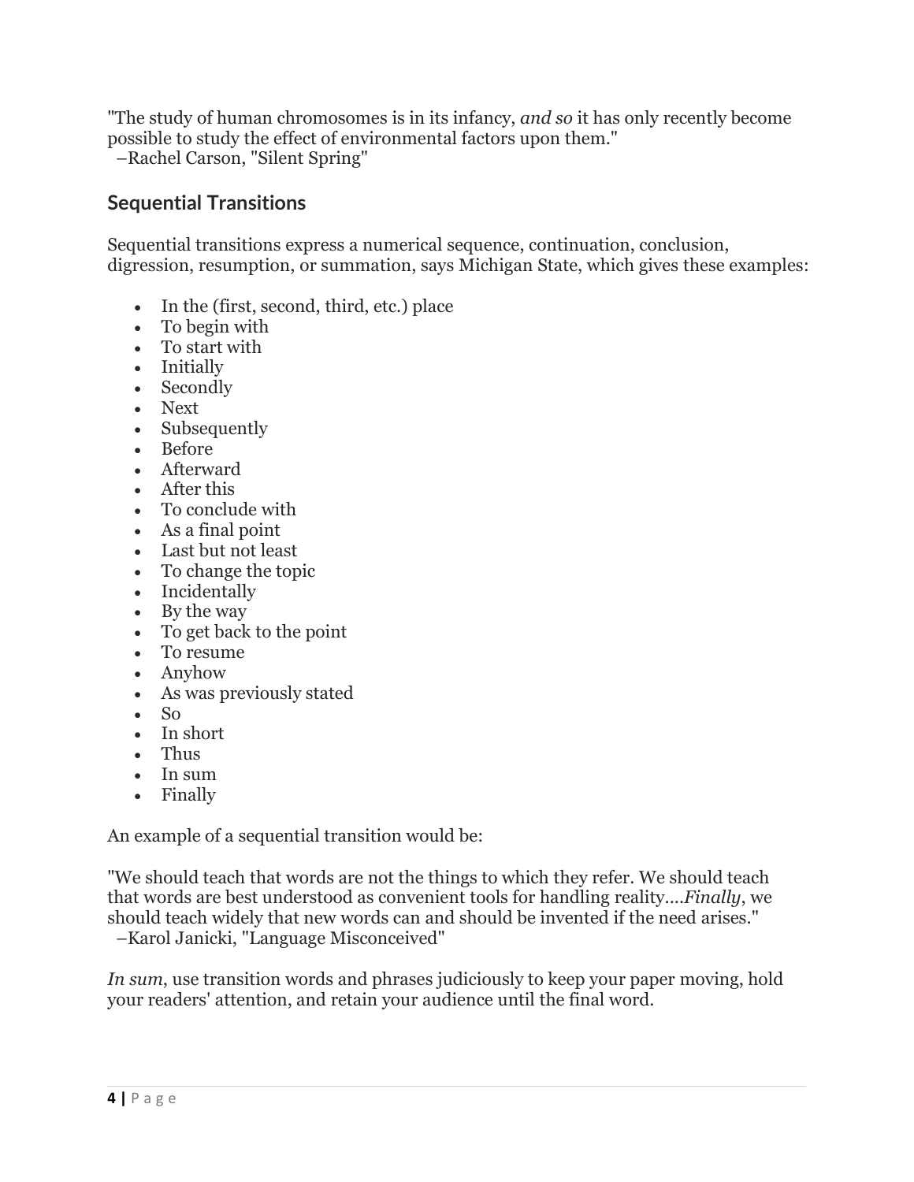"The study of human chromosomes is in its infancy, *and so* it has only recently become possible to study the effect of environmental factors upon them."
–Rachel Carson, "Silent Spring"

## Sequential Transitions

Sequential transitions express a numerical sequence, continuation, conclusion, digression, resumption, or summation, says Michigan State, which gives these examples:

- In the (first, second, third, etc.) place
- To begin with
- To start with
- Initially
- Secondly
- Next
- Subsequently
- Before
- Afterward
- After this
- To conclude with
- As a final point
- Last but not least
- To change the topic
- Incidentally
- By the way
- To get back to the point
- To resume
- Anyhow
- As was previously stated
- So
- In short
- Thus
- In sum
- Finally

An example of a sequential transition would be:

"We should teach that words are not the things to which they refer. We should teach that words are best understood as convenient tools for handling reality....*Finally*, we should teach widely that new words can and should be invented if the need arises."
–Karol Janicki, "Language Misconceived"

*In sum*, use transition words and phrases judiciously to keep your paper moving, hold your readers' attention, and retain your audience until the final word.